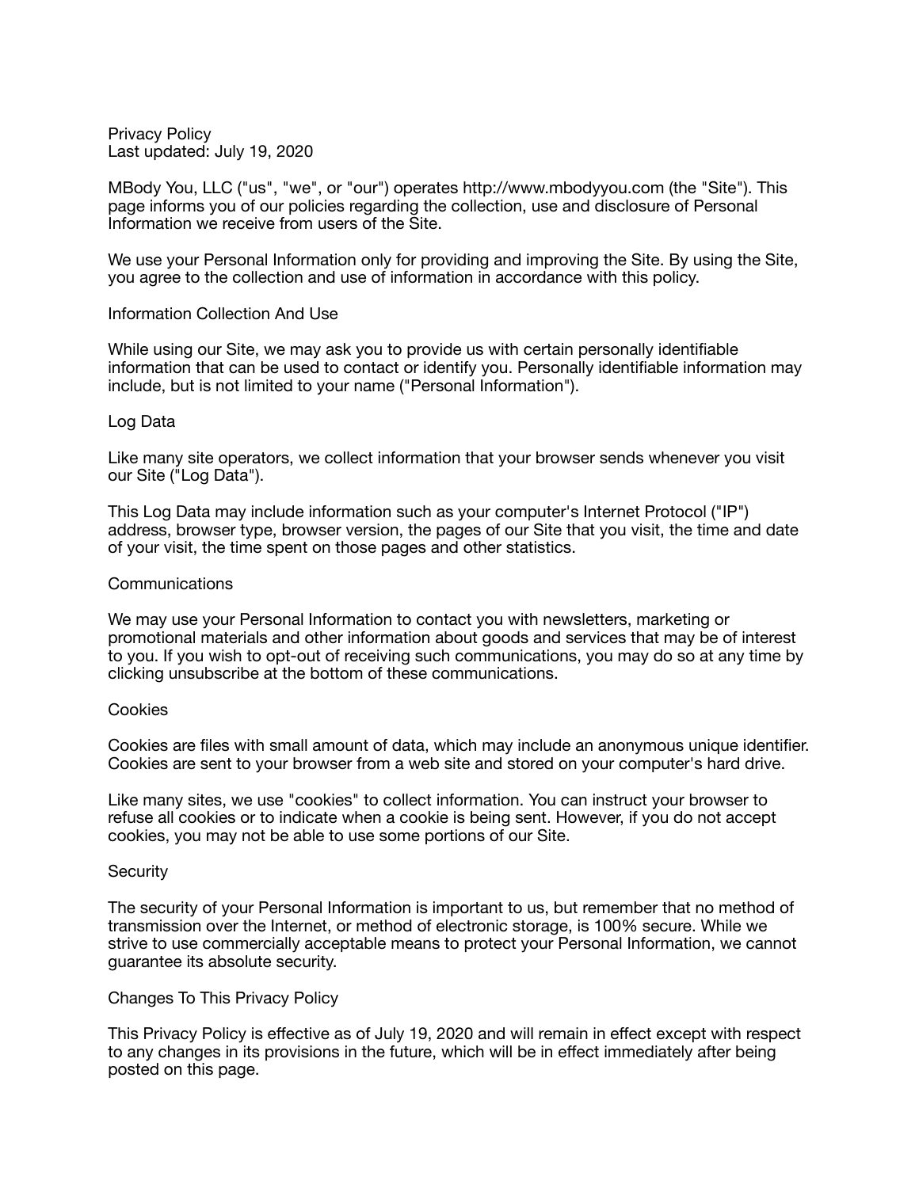# Privacy Policy

Last updated: July 19, 2020

MBody You, LLC ("us", "we", or "our") operates http://www.mbodyyou.com (the "Site"). This page informs you of our policies regarding the collection, use and disclosure of Personal Information we receive from users of the Site.

We use your Personal Information only for providing and improving the Site. By using the Site, you agree to the collection and use of information in accordance with this policy.

## Information Collection And Use

While using our Site, we may ask you to provide us with certain personally identifiable information that can be used to contact or identify you. Personally identifiable information may include, but is not limited to your name ("Personal Information").

## Log Data

Like many site operators, we collect information that your browser sends whenever you visit our Site ("Log Data").

This Log Data may include information such as your computer's Internet Protocol ("IP") address, browser type, browser version, the pages of our Site that you visit, the time and date of your visit, the time spent on those pages and other statistics.

## Communications

We may use your Personal Information to contact you with newsletters, marketing or promotional materials and other information about goods and services that may be of interest to you. If you wish to opt-out of receiving such communications, you may do so at any time by clicking unsubscribe at the bottom of these communications.

## Cookies

Cookies are files with small amount of data, which may include an anonymous unique identifier. Cookies are sent to your browser from a web site and stored on your computer's hard drive.

Like many sites, we use "cookies" to collect information. You can instruct your browser to refuse all cookies or to indicate when a cookie is being sent. However, if you do not accept cookies, you may not be able to use some portions of our Site.

## Security

The security of your Personal Information is important to us, but remember that no method of transmission over the Internet, or method of electronic storage, is 100% secure. While we strive to use commercially acceptable means to protect your Personal Information, we cannot guarantee its absolute security.

## Changes To This Privacy Policy

This Privacy Policy is effective as of July 19, 2020 and will remain in effect except with respect to any changes in its provisions in the future, which will be in effect immediately after being posted on this page.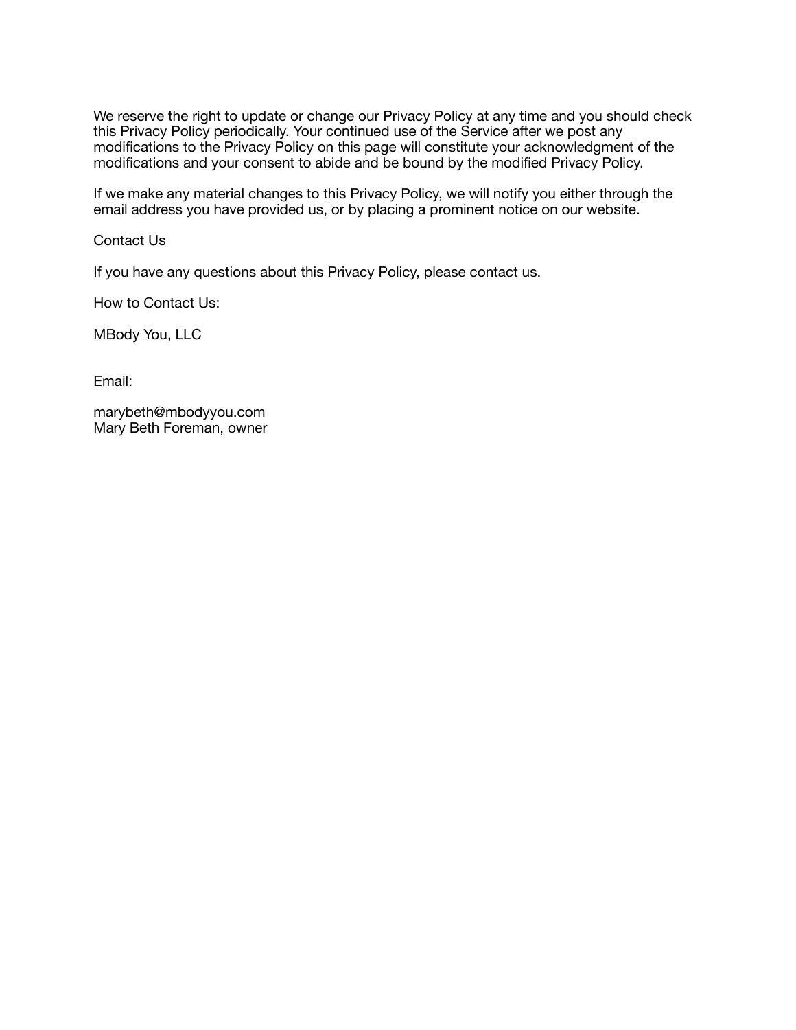We reserve the right to update or change our Privacy Policy at any time and you should check this Privacy Policy periodically. Your continued use of the Service after we post any modifications to the Privacy Policy on this page will constitute your acknowledgment of the modifications and your consent to abide and be bound by the modified Privacy Policy.

If we make any material changes to this Privacy Policy, we will notify you either through the email address you have provided us, or by placing a prominent notice on our website.

## Contact Us

If you have any questions about this Privacy Policy, please contact us.

How to Contact Us:

MBody You, LLC

Email:

marybeth@mbodyyou.com
Mary Beth Foreman, owner